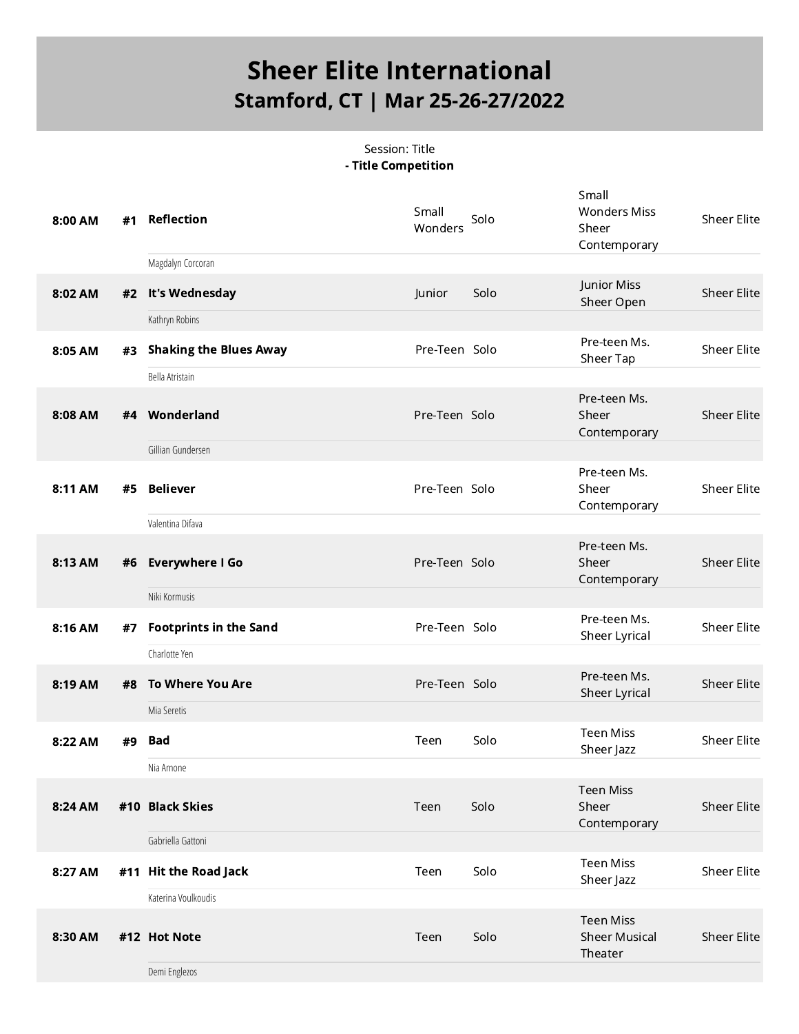# Sheer Elite International
## Stamford, CT | Mar 25-26-27/2022

Session: Title
**- Title Competition**

| Time | # | Routine / Dancer | Age Division | Type | Category | Studio |
|---|---|---|---|---|---|---|
| 8:00 AM | #1 | **Reflection**<br>Magdalyn Corcoran | Small Wonders | Solo | Small Wonders Miss Sheer Contemporary | Sheer Elite |
| 8:02 AM | #2 | **It's Wednesday**<br>Kathryn Robins | Junior | Solo | Junior Miss Sheer Open | Sheer Elite |
| 8:05 AM | #3 | **Shaking the Blues Away**<br>Bella Atristain | Pre-Teen | Solo | Pre-teen Ms. Sheer Tap | Sheer Elite |
| 8:08 AM | #4 | **Wonderland**<br>Gillian Gundersen | Pre-Teen | Solo | Pre-teen Ms. Sheer Contemporary | Sheer Elite |
| 8:11 AM | #5 | **Believer**<br>Valentina Difava | Pre-Teen | Solo | Pre-teen Ms. Sheer Contemporary | Sheer Elite |
| 8:13 AM | #6 | **Everywhere I Go**<br>Niki Kormusis | Pre-Teen | Solo | Pre-teen Ms. Sheer Contemporary | Sheer Elite |
| 8:16 AM | #7 | **Footprints in the Sand**<br>Charlotte Yen | Pre-Teen | Solo | Pre-teen Ms. Sheer Lyrical | Sheer Elite |
| 8:19 AM | #8 | **To Where You Are**<br>Mia Seretis | Pre-Teen | Solo | Pre-teen Ms. Sheer Lyrical | Sheer Elite |
| 8:22 AM | #9 | **Bad**<br>Nia Arnone | Teen | Solo | Teen Miss Sheer Jazz | Sheer Elite |
| 8:24 AM | #10 | **Black Skies**<br>Gabriella Gattoni | Teen | Solo | Teen Miss Sheer Contemporary | Sheer Elite |
| 8:27 AM | #11 | **Hit the Road Jack**<br>Katerina Voulkoudis | Teen | Solo | Teen Miss Sheer Jazz | Sheer Elite |
| 8:30 AM | #12 | **Hot Note**<br>Demi Englezos | Teen | Solo | Teen Miss Sheer Musical Theater | Sheer Elite |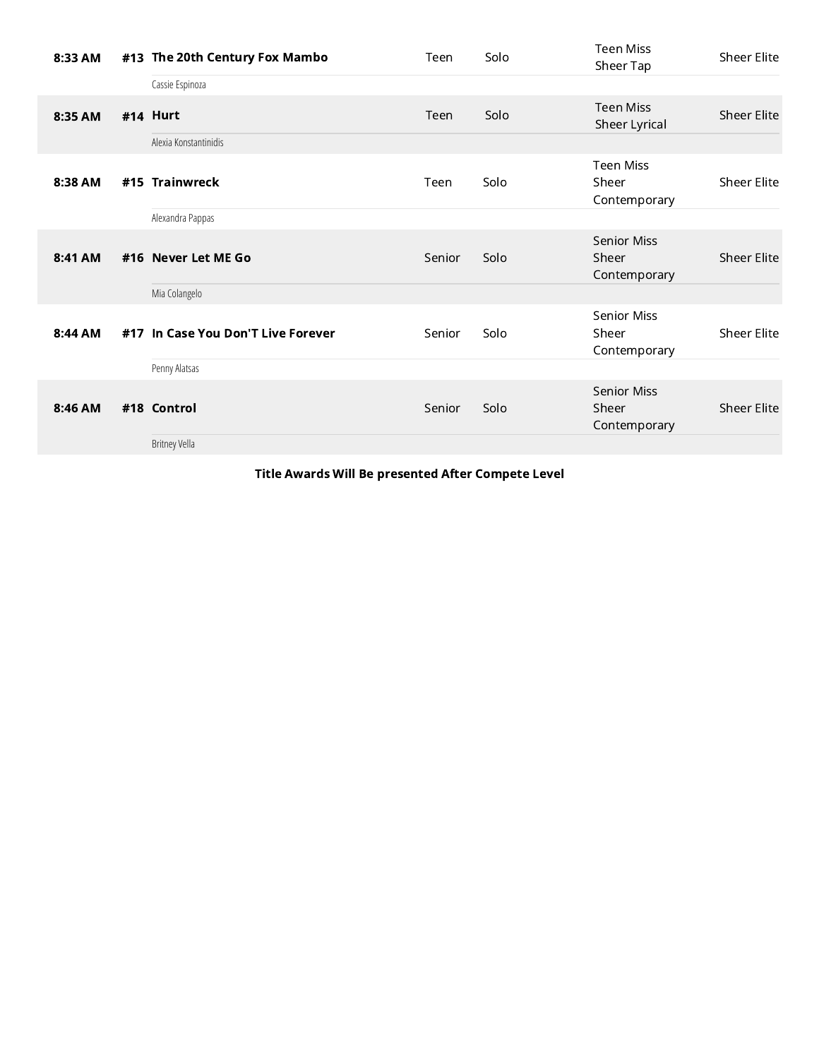| Time | # | Routine | Age | Size | Category | Level |
|---|---|---|---|---|---|---|
| 8:33 AM | #13 | **The 20th Century Fox Mambo**<br>Cassie Espinoza | Teen | Solo | Teen Miss Sheer Tap | Sheer Elite |
| 8:35 AM | #14 | **Hurt**<br>Alexia Konstantinidis | Teen | Solo | Teen Miss Sheer Lyrical | Sheer Elite |
| 8:38 AM | #15 | **Trainwreck**<br>Alexandra Pappas | Teen | Solo | Teen Miss Sheer Contemporary | Sheer Elite |
| 8:41 AM | #16 | **Never Let ME Go**<br>Mia Colangelo | Senior | Solo | Senior Miss Sheer Contemporary | Sheer Elite |
| 8:44 AM | #17 | **In Case You Don'T Live Forever**<br>Penny Alatsas | Senior | Solo | Senior Miss Sheer Contemporary | Sheer Elite |
| 8:46 AM | #18 | **Control**<br>Britney Vella | Senior | Solo | Senior Miss Sheer Contemporary | Sheer Elite |

**Title Awards Will Be presented After Compete Level**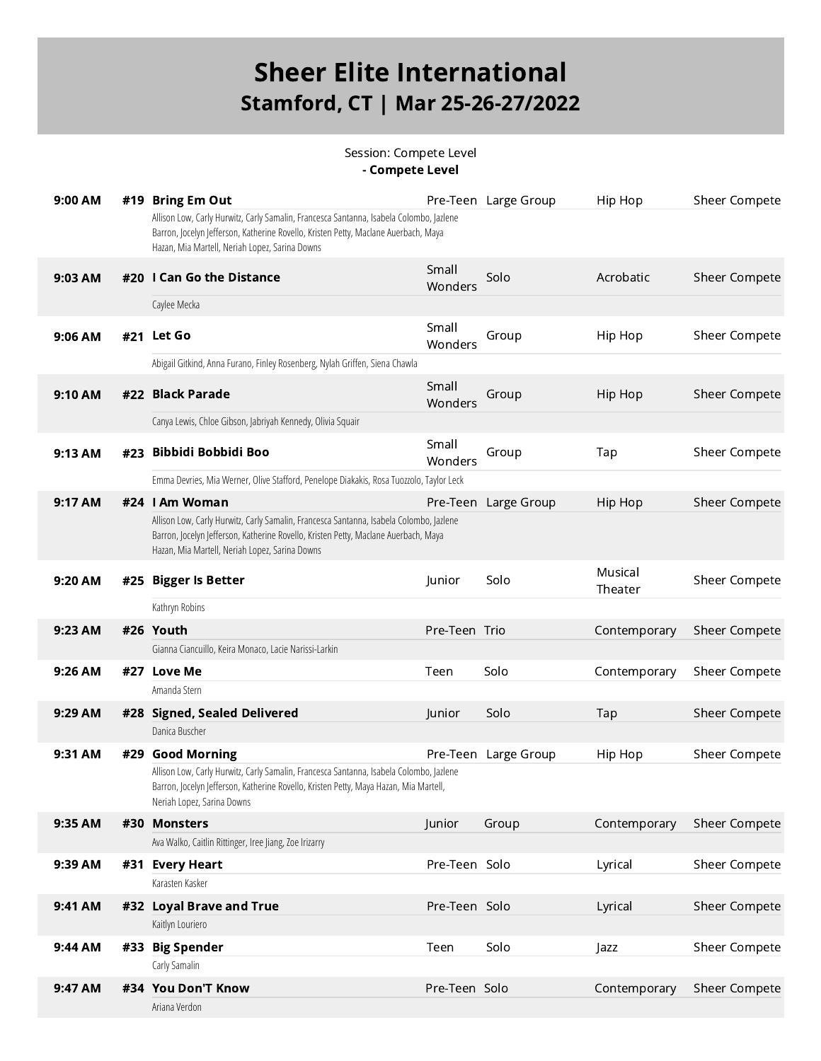# Sheer Elite International
## Stamford, CT | Mar 25-26-27/2022

Session: Compete Level
**- Compete Level**

| Time | # | Routine | Age | Size | Style | Level |
|---|---|---|---|---|---|---|
| **9:00 AM** | **#19** | **Bring Em Out**<br>Allison Low, Carly Hurwitz, Carly Samalin, Francesca Santanna, Isabela Colombo, Jazlene Barron, Jocelyn Jefferson, Katherine Rovello, Kristen Petty, Maclane Auerbach, Maya Hazan, Mia Martell, Neriah Lopez, Sarina Downs | Pre-Teen | Large Group | Hip Hop | Sheer Compete |
| **9:03 AM** | **#20** | **I Can Go the Distance**<br>Caylee Mecka | Small Wonders | Solo | Acrobatic | Sheer Compete |
| **9:06 AM** | **#21** | **Let Go**<br>Abigail Gitkind, Anna Furano, Finley Rosenberg, Nylah Griffen, Siena Chawla | Small Wonders | Group | Hip Hop | Sheer Compete |
| **9:10 AM** | **#22** | **Black Parade**<br>Canya Lewis, Chloe Gibson, Jabriyah Kennedy, Olivia Squair | Small Wonders | Group | Hip Hop | Sheer Compete |
| **9:13 AM** | **#23** | **Bibbidi Bobbidi Boo**<br>Emma Devries, Mia Werner, Olive Stafford, Penelope Diakakis, Rosa Tuozzolo, Taylor Leck | Small Wonders | Group | Tap | Sheer Compete |
| **9:17 AM** | **#24** | **I Am Woman**<br>Allison Low, Carly Hurwitz, Carly Samalin, Francesca Santanna, Isabela Colombo, Jazlene Barron, Jocelyn Jefferson, Katherine Rovello, Kristen Petty, Maclane Auerbach, Maya Hazan, Mia Martell, Neriah Lopez, Sarina Downs | Pre-Teen | Large Group | Hip Hop | Sheer Compete |
| **9:20 AM** | **#25** | **Bigger Is Better**<br>Kathryn Robins | Junior | Solo | Musical Theater | Sheer Compete |
| **9:23 AM** | **#26** | **Youth**<br>Gianna Ciancuillo, Keira Monaco, Lacie Narissi-Larkin | Pre-Teen | Trio | Contemporary | Sheer Compete |
| **9:26 AM** | **#27** | **Love Me**<br>Amanda Stern | Teen | Solo | Contemporary | Sheer Compete |
| **9:29 AM** | **#28** | **Signed, Sealed Delivered**<br>Danica Buscher | Junior | Solo | Tap | Sheer Compete |
| **9:31 AM** | **#29** | **Good Morning**<br>Allison Low, Carly Hurwitz, Carly Samalin, Francesca Santanna, Isabela Colombo, Jazlene Barron, Jocelyn Jefferson, Katherine Rovello, Kristen Petty, Maya Hazan, Mia Martell, Neriah Lopez, Sarina Downs | Pre-Teen | Large Group | Hip Hop | Sheer Compete |
| **9:35 AM** | **#30** | **Monsters**<br>Ava Walko, Caitlin Rittinger, Iree Jiang, Zoe Irizarry | Junior | Group | Contemporary | Sheer Compete |
| **9:39 AM** | **#31** | **Every Heart**<br>Karasten Kasker | Pre-Teen | Solo | Lyrical | Sheer Compete |
| **9:41 AM** | **#32** | **Loyal Brave and True**<br>Kaitlyn Louriero | Pre-Teen | Solo | Lyrical | Sheer Compete |
| **9:44 AM** | **#33** | **Big Spender**<br>Carly Samalin | Teen | Solo | Jazz | Sheer Compete |
| **9:47 AM** | **#34** | **You Don'T Know**<br>Ariana Verdon | Pre-Teen | Solo | Contemporary | Sheer Compete |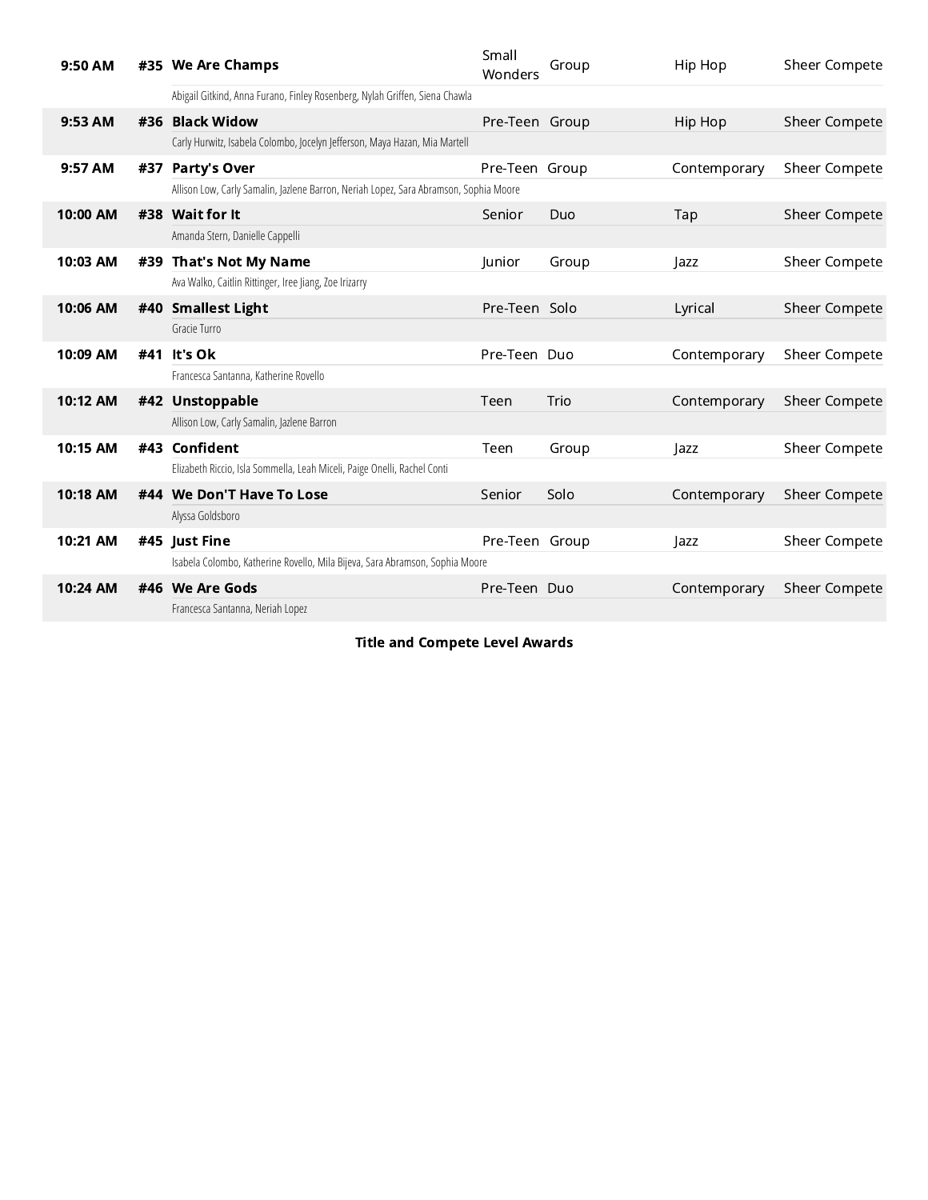| Time | # | Routine | Age | Size | Style | Level |
|---|---|---|---|---|---|---|
| 9:50 AM | #35 | **We Are Champs**<br>Abigail Gitkind, Anna Furano, Finley Rosenberg, Nylah Griffen, Siena Chawla | Small Wonders | Group | Hip Hop | Sheer Compete |
| 9:53 AM | #36 | **Black Widow**<br>Carly Hurwitz, Isabela Colombo, Jocelyn Jefferson, Maya Hazan, Mia Martell | Pre-Teen | Group | Hip Hop | Sheer Compete |
| 9:57 AM | #37 | **Party's Over**<br>Allison Low, Carly Samalin, Jazlene Barron, Neriah Lopez, Sara Abramson, Sophia Moore | Pre-Teen | Group | Contemporary | Sheer Compete |
| 10:00 AM | #38 | **Wait for It**<br>Amanda Stern, Danielle Cappelli | Senior | Duo | Tap | Sheer Compete |
| 10:03 AM | #39 | **That's Not My Name**<br>Ava Walko, Caitlin Rittinger, Iree Jiang, Zoe Irizarry | Junior | Group | Jazz | Sheer Compete |
| 10:06 AM | #40 | **Smallest Light**<br>Gracie Turro | Pre-Teen | Solo | Lyrical | Sheer Compete |
| 10:09 AM | #41 | **It's Ok**<br>Francesca Santanna, Katherine Rovello | Pre-Teen | Duo | Contemporary | Sheer Compete |
| 10:12 AM | #42 | **Unstoppable**<br>Allison Low, Carly Samalin, Jazlene Barron | Teen | Trio | Contemporary | Sheer Compete |
| 10:15 AM | #43 | **Confident**<br>Elizabeth Riccio, Isla Sommella, Leah Miceli, Paige Onelli, Rachel Conti | Teen | Group | Jazz | Sheer Compete |
| 10:18 AM | #44 | **We Don'T Have To Lose**<br>Alyssa Goldsboro | Senior | Solo | Contemporary | Sheer Compete |
| 10:21 AM | #45 | **Just Fine**<br>Isabela Colombo, Katherine Rovello, Mila Bijeva, Sara Abramson, Sophia Moore | Pre-Teen | Group | Jazz | Sheer Compete |
| 10:24 AM | #46 | **We Are Gods**<br>Francesca Santanna, Neriah Lopez | Pre-Teen | Duo | Contemporary | Sheer Compete |

**Title and Compete Level Awards**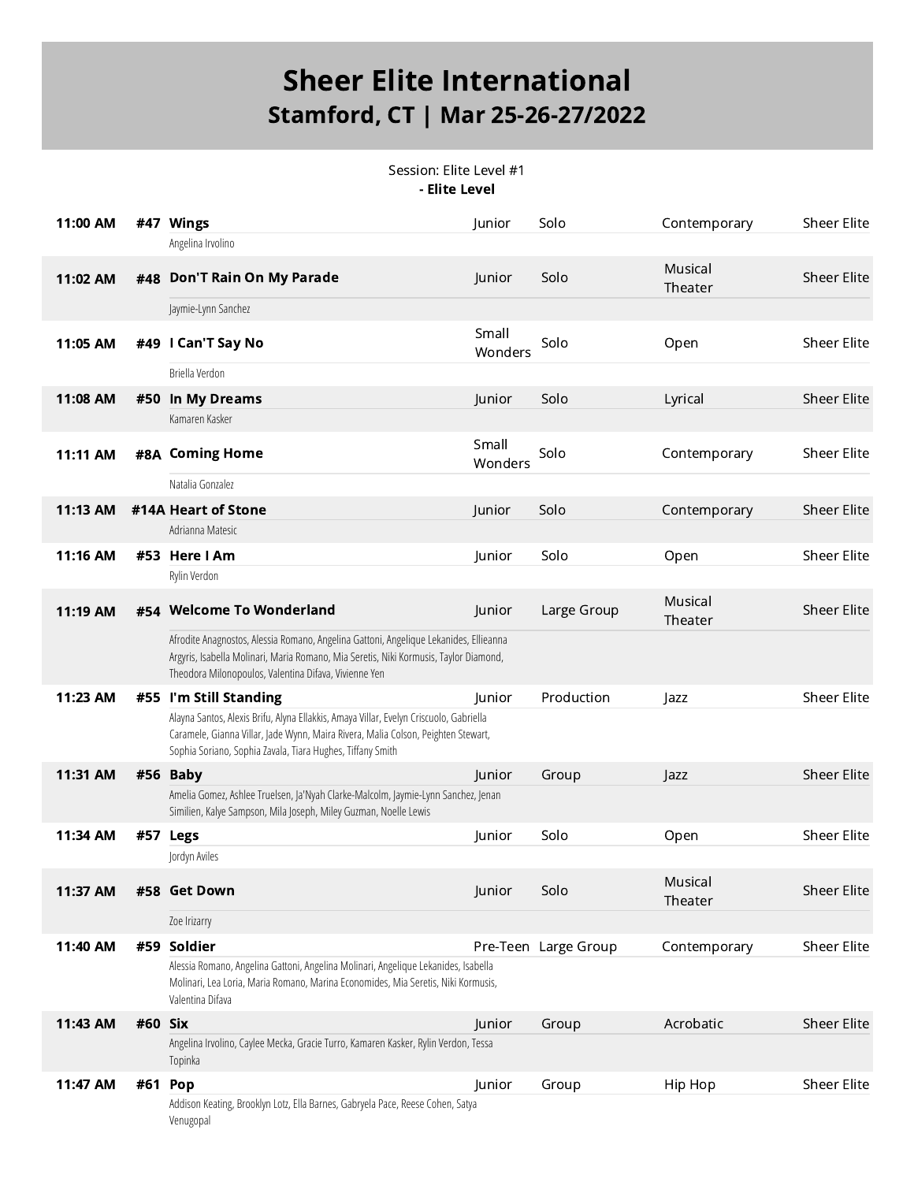# Sheer Elite International

## Stamford, CT | Mar 25-26-27/2022

Session: Elite Level #1

**- Elite Level**

| Time | # | Title / Dancers | Age | Category | Style | Studio |
|---|---|---|---|---|---|---|
| **11:00 AM** | **#47** | **Wings**<br>Angelina Irvolino | Junior | Solo | Contemporary | Sheer Elite |
| **11:02 AM** | **#48** | **Don'T Rain On My Parade**<br>Jaymie-Lynn Sanchez | Junior | Solo | Musical Theater | Sheer Elite |
| **11:05 AM** | **#49** | **I Can'T Say No**<br>Briella Verdon | Small Wonders | Solo | Open | Sheer Elite |
| **11:08 AM** | **#50** | **In My Dreams**<br>Kamaren Kasker | Junior | Solo | Lyrical | Sheer Elite |
| **11:11 AM** | **#8A** | **Coming Home**<br>Natalia Gonzalez | Small Wonders | Solo | Contemporary | Sheer Elite |
| **11:13 AM** | **#14A** | **Heart of Stone**<br>Adrianna Matesic | Junior | Solo | Contemporary | Sheer Elite |
| **11:16 AM** | **#53** | **Here I Am**<br>Rylin Verdon | Junior | Solo | Open | Sheer Elite |
| **11:19 AM** | **#54** | **Welcome To Wonderland**<br>Afrodite Anagnostos, Alessia Romano, Angelina Gattoni, Angelique Lekanides, Ellieanna Argyris, Isabella Molinari, Maria Romano, Mia Seretis, Niki Kormusis, Taylor Diamond, Theodora Milonopoulos, Valentina Difava, Vivienne Yen | Junior | Large Group | Musical Theater | Sheer Elite |
| **11:23 AM** | **#55** | **I'm Still Standing**<br>Alayna Santos, Alexis Brifu, Alyna Ellakkis, Amaya Villar, Evelyn Criscuolo, Gabriella Caramele, Gianna Villar, Jade Wynn, Maira Rivera, Malia Colson, Peighten Stewart, Sophia Soriano, Sophia Zavala, Tiara Hughes, Tiffany Smith | Junior | Production | Jazz | Sheer Elite |
| **11:31 AM** | **#56** | **Baby**<br>Amelia Gomez, Ashlee Truelsen, Ja'Nyah Clarke-Malcolm, Jaymie-Lynn Sanchez, Jenan Similien, Kalye Sampson, Mila Joseph, Miley Guzman, Noelle Lewis | Junior | Group | Jazz | Sheer Elite |
| **11:34 AM** | **#57** | **Legs**<br>Jordyn Aviles | Junior | Solo | Open | Sheer Elite |
| **11:37 AM** | **#58** | **Get Down**<br>Zoe Irizarry | Junior | Solo | Musical Theater | Sheer Elite |
| **11:40 AM** | **#59** | **Soldier**<br>Alessia Romano, Angelina Gattoni, Angelina Molinari, Angelique Lekanides, Isabella Molinari, Lea Loria, Maria Romano, Marina Economides, Mia Seretis, Niki Kormusis, Valentina Difava | Pre-Teen | Large Group | Contemporary | Sheer Elite |
| **11:43 AM** | **#60** | **Six**<br>Angelina Irvolino, Caylee Mecka, Gracie Turro, Kamaren Kasker, Rylin Verdon, Tessa Topinka | Junior | Group | Acrobatic | Sheer Elite |
| **11:47 AM** | **#61** | **Pop**<br>Addison Keating, Brooklyn Lotz, Ella Barnes, Gabryela Pace, Reese Cohen, Satya Venugopal | Junior | Group | Hip Hop | Sheer Elite |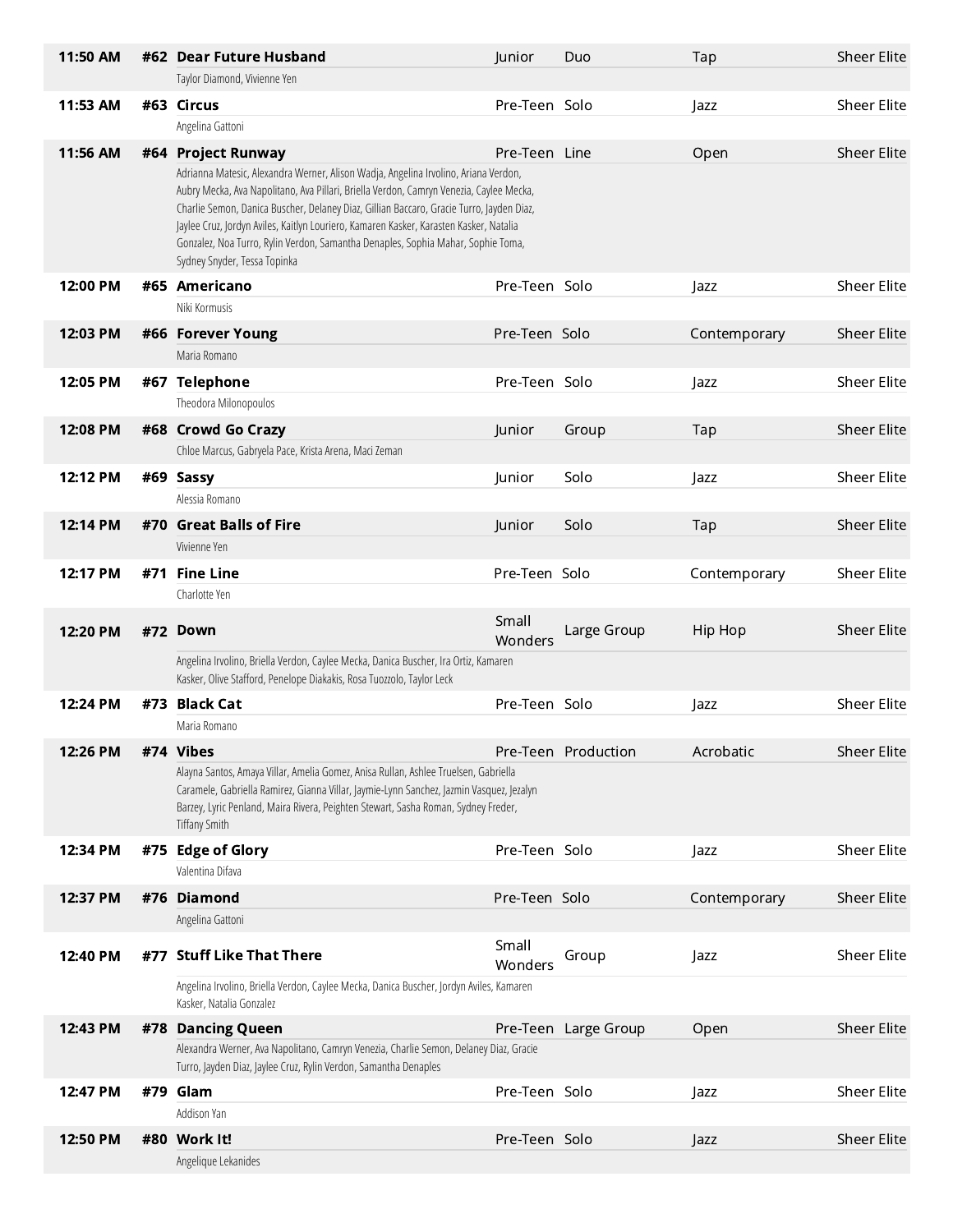| Time | # | Title | Age Division | Category | Style | Studio |
|---|---|---|---|---|---|---|
| 11:50 AM | #62 | **Dear Future Husband**<br>Taylor Diamond, Vivienne Yen | Junior | Duo | Tap | Sheer Elite |
| 11:53 AM | #63 | **Circus**<br>Angelina Gattoni | Pre-Teen | Solo | Jazz | Sheer Elite |
| 11:56 AM | #64 | **Project Runway**<br>Adrianna Matesic, Alexandra Werner, Alison Wadja, Angelina Irvolino, Ariana Verdon, Aubry Mecka, Ava Napolitano, Ava Pillari, Briella Verdon, Camryn Venezia, Caylee Mecka, Charlie Semon, Danica Buscher, Delaney Diaz, Gillian Baccaro, Gracie Turro, Jayden Diaz, Jaylee Cruz, Jordyn Aviles, Kaitlyn Louriero, Kamaren Kasker, Karasten Kasker, Natalia Gonzalez, Noa Turro, Rylin Verdon, Samantha Denaples, Sophia Mahar, Sophie Toma, Sydney Snyder, Tessa Topinka | Pre-Teen | Line | Open | Sheer Elite |
| 12:00 PM | #65 | **Americano**<br>Niki Kormusis | Pre-Teen | Solo | Jazz | Sheer Elite |
| 12:03 PM | #66 | **Forever Young**<br>Maria Romano | Pre-Teen | Solo | Contemporary | Sheer Elite |
| 12:05 PM | #67 | **Telephone**<br>Theodora Milonopoulos | Pre-Teen | Solo | Jazz | Sheer Elite |
| 12:08 PM | #68 | **Crowd Go Crazy**<br>Chloe Marcus, Gabryela Pace, Krista Arena, Maci Zeman | Junior | Group | Tap | Sheer Elite |
| 12:12 PM | #69 | **Sassy**<br>Alessia Romano | Junior | Solo | Jazz | Sheer Elite |
| 12:14 PM | #70 | **Great Balls of Fire**<br>Vivienne Yen | Junior | Solo | Tap | Sheer Elite |
| 12:17 PM | #71 | **Fine Line**<br>Charlotte Yen | Pre-Teen | Solo | Contemporary | Sheer Elite |
| 12:20 PM | #72 | **Down**<br>Angelina Irvolino, Briella Verdon, Caylee Mecka, Danica Buscher, Ira Ortiz, Kamaren Kasker, Olive Stafford, Penelope Diakakis, Rosa Tuozzolo, Taylor Leck | Small Wonders | Large Group | Hip Hop | Sheer Elite |
| 12:24 PM | #73 | **Black Cat**<br>Maria Romano | Pre-Teen | Solo | Jazz | Sheer Elite |
| 12:26 PM | #74 | **Vibes**<br>Alayna Santos, Amaya Villar, Amelia Gomez, Anisa Rullan, Ashlee Truelsen, Gabriella Caramele, Gabriella Ramirez, Gianna Villar, Jaymie-Lynn Sanchez, Jazmin Vasquez, Jezalyn Barzey, Lyric Penland, Maira Rivera, Peighten Stewart, Sasha Roman, Sydney Freder, Tiffany Smith | Pre-Teen | Production | Acrobatic | Sheer Elite |
| 12:34 PM | #75 | **Edge of Glory**<br>Valentina Difava | Pre-Teen | Solo | Jazz | Sheer Elite |
| 12:37 PM | #76 | **Diamond**<br>Angelina Gattoni | Pre-Teen | Solo | Contemporary | Sheer Elite |
| 12:40 PM | #77 | **Stuff Like That There**<br>Angelina Irvolino, Briella Verdon, Caylee Mecka, Danica Buscher, Jordyn Aviles, Kamaren Kasker, Natalia Gonzalez | Small Wonders | Group | Jazz | Sheer Elite |
| 12:43 PM | #78 | **Dancing Queen**<br>Alexandra Werner, Ava Napolitano, Camryn Venezia, Charlie Semon, Delaney Diaz, Gracie Turro, Jayden Diaz, Jaylee Cruz, Rylin Verdon, Samantha Denaples | Pre-Teen | Large Group | Open | Sheer Elite |
| 12:47 PM | #79 | **Glam**<br>Addison Yan | Pre-Teen | Solo | Jazz | Sheer Elite |
| 12:50 PM | #80 | **Work It!**<br>Angelique Lekanides | Pre-Teen | Solo | Jazz | Sheer Elite |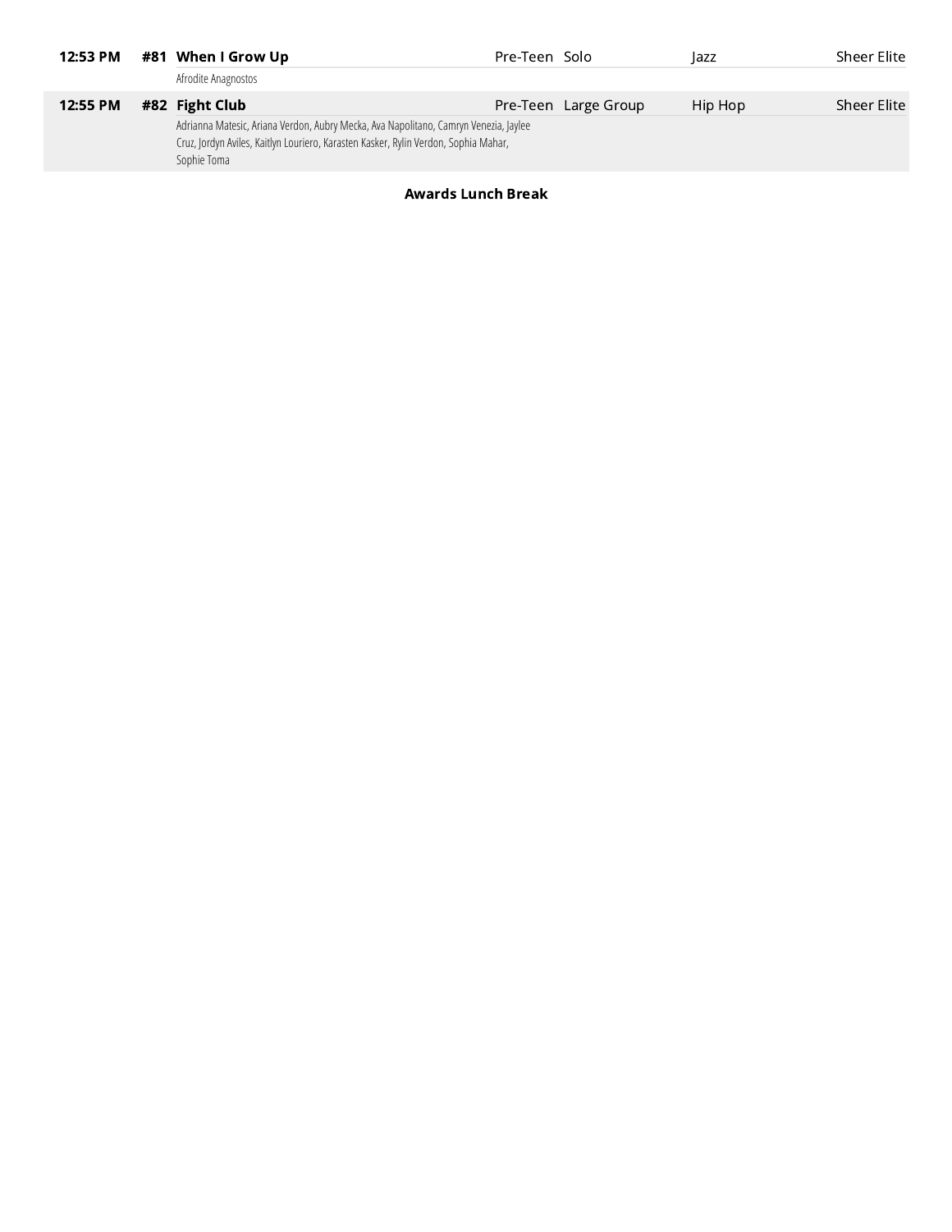| Time | # | Routine | Age | Category | Style | Studio |
|---|---|---|---|---|---|---|
| **12:53 PM** | **#81** | **When I Grow Up**<br>Afrodite Anagnostos | Pre-Teen | Solo | Jazz | Sheer Elite |
| **12:55 PM** | **#82** | **Fight Club**<br>Adrianna Matesic, Ariana Verdon, Aubry Mecka, Ava Napolitano, Camryn Venezia, Jaylee Cruz, Jordyn Aviles, Kaitlyn Louriero, Karasten Kasker, Rylin Verdon, Sophia Mahar, Sophie Toma | Pre-Teen | Large Group | Hip Hop | Sheer Elite |

**Awards Lunch Break**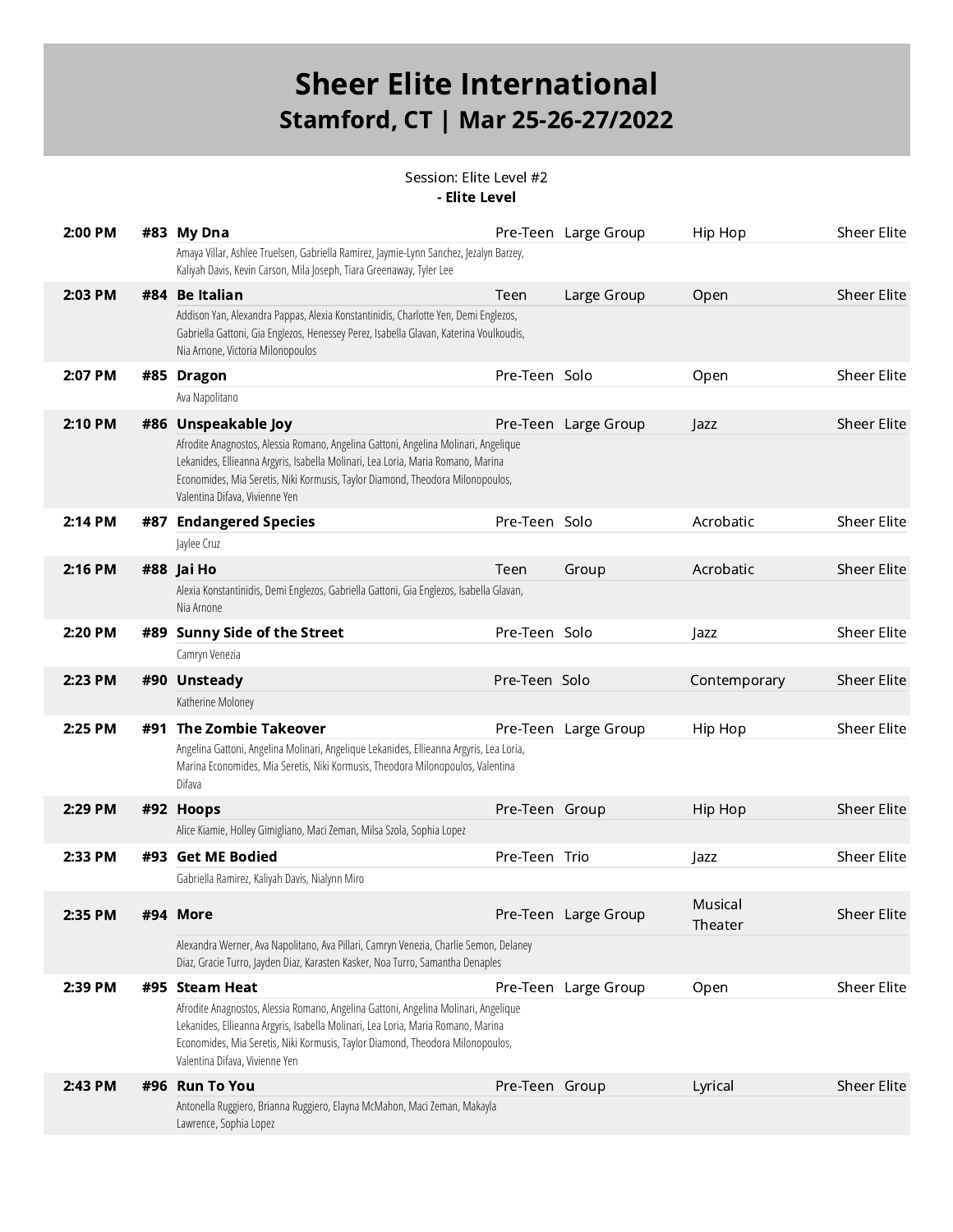# Sheer Elite International
## Stamford, CT | Mar 25-26-27/2022

Session: Elite Level #2
**- Elite Level**

| Time | # | Routine | Age | Size | Category | Studio |
|---|---|---|---|---|---|---|
| 2:00 PM | #83 | **My Dna**<br>Amaya Villar, Ashlee Truelsen, Gabriella Ramirez, Jaymie-Lynn Sanchez, Jezalyn Barzey, Kaliyah Davis, Kevin Carson, Mila Joseph, Tiara Greenaway, Tyler Lee | Pre-Teen | Large Group | Hip Hop | Sheer Elite |
| 2:03 PM | #84 | **Be Italian**<br>Addison Yan, Alexandra Pappas, Alexia Konstantinidis, Charlotte Yen, Demi Englezos, Gabriella Gattoni, Gia Englezos, Henessey Perez, Isabella Glavan, Katerina Voulkoudis, Nia Arnone, Victoria Milonopoulos | Teen | Large Group | Open | Sheer Elite |
| 2:07 PM | #85 | **Dragon**<br>Ava Napolitano | Pre-Teen | Solo | Open | Sheer Elite |
| 2:10 PM | #86 | **Unspeakable Joy**<br>Afrodite Anagnostos, Alessia Romano, Angelina Gattoni, Angelina Molinari, Angelique Lekanides, Ellieanna Argyris, Isabella Molinari, Lea Loria, Maria Romano, Marina Economides, Mia Seretis, Niki Kormusis, Taylor Diamond, Theodora Milonopoulos, Valentina Difava, Vivienne Yen | Pre-Teen | Large Group | Jazz | Sheer Elite |
| 2:14 PM | #87 | **Endangered Species**<br>Jaylee Cruz | Pre-Teen | Solo | Acrobatic | Sheer Elite |
| 2:16 PM | #88 | **Jai Ho**<br>Alexia Konstantinidis, Demi Englezos, Gabriella Gattoni, Gia Englezos, Isabella Glavan, Nia Arnone | Teen | Group | Acrobatic | Sheer Elite |
| 2:20 PM | #89 | **Sunny Side of the Street**<br>Camryn Venezia | Pre-Teen | Solo | Jazz | Sheer Elite |
| 2:23 PM | #90 | **Unsteady**<br>Katherine Moloney | Pre-Teen | Solo | Contemporary | Sheer Elite |
| 2:25 PM | #91 | **The Zombie Takeover**<br>Angelina Gattoni, Angelina Molinari, Angelique Lekanides, Ellieanna Argyris, Lea Loria, Marina Economides, Mia Seretis, Niki Kormusis, Theodora Milonopoulos, Valentina Difava | Pre-Teen | Large Group | Hip Hop | Sheer Elite |
| 2:29 PM | #92 | **Hoops**<br>Alice Kiamie, Holley Gimigliano, Maci Zeman, Milsa Szola, Sophia Lopez | Pre-Teen | Group | Hip Hop | Sheer Elite |
| 2:33 PM | #93 | **Get ME Bodied**<br>Gabriella Ramirez, Kaliyah Davis, Nialynn Miro | Pre-Teen | Trio | Jazz | Sheer Elite |
| 2:35 PM | #94 | **More**<br>Alexandra Werner, Ava Napolitano, Ava Pillari, Camryn Venezia, Charlie Semon, Delaney Diaz, Gracie Turro, Jayden Diaz, Karasten Kasker, Noa Turro, Samantha Denaples | Pre-Teen | Large Group | Musical Theater | Sheer Elite |
| 2:39 PM | #95 | **Steam Heat**<br>Afrodite Anagnostos, Alessia Romano, Angelina Gattoni, Angelina Molinari, Angelique Lekanides, Ellieanna Argyris, Isabella Molinari, Lea Loria, Maria Romano, Marina Economides, Mia Seretis, Niki Kormusis, Taylor Diamond, Theodora Milonopoulos, Valentina Difava, Vivienne Yen | Pre-Teen | Large Group | Open | Sheer Elite |
| 2:43 PM | #96 | **Run To You**<br>Antonella Ruggiero, Brianna Ruggiero, Elayna McMahon, Maci Zeman, Makayla Lawrence, Sophia Lopez | Pre-Teen | Group | Lyrical | Sheer Elite |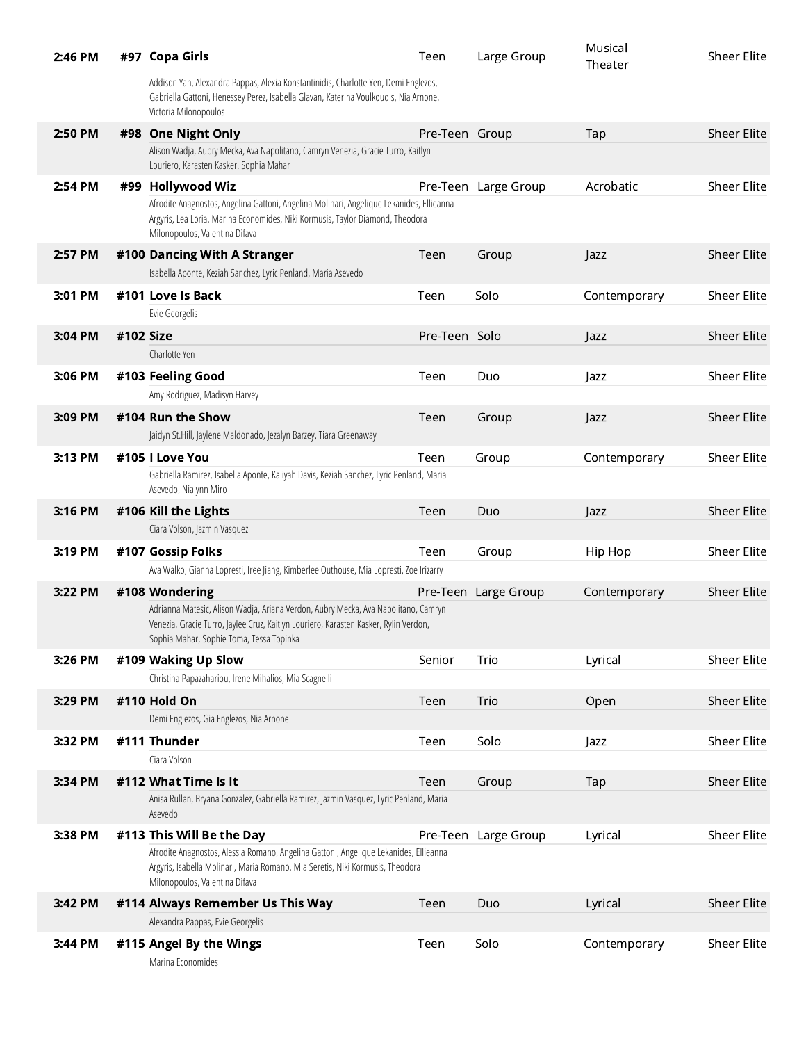| Time | # | Routine | Age | Size | Category | Studio |
|---|---|---|---|---|---|---|
| 2:46 PM | #97 | **Copa Girls**<br>Addison Yan, Alexandra Pappas, Alexia Konstantinidis, Charlotte Yen, Demi Englezos, Gabriella Gattoni, Henessey Perez, Isabella Glavan, Katerina Voulkoudis, Nia Arnone, Victoria Milonopoulos | Teen | Large Group | Musical Theater | Sheer Elite |
| 2:50 PM | #98 | **One Night Only**<br>Alison Wadja, Aubry Mecka, Ava Napolitano, Camryn Venezia, Gracie Turro, Kaitlyn Louriero, Karasten Kasker, Sophia Mahar | Pre-Teen | Group | Tap | Sheer Elite |
| 2:54 PM | #99 | **Hollywood Wiz**<br>Afrodite Anagnostos, Angelina Gattoni, Angelina Molinari, Angelique Lekanides, Ellieanna Argyris, Lea Loria, Marina Economides, Niki Kormusis, Taylor Diamond, Theodora Milonopoulos, Valentina Difava | Pre-Teen | Large Group | Acrobatic | Sheer Elite |
| 2:57 PM | #100 | **Dancing With A Stranger**<br>Isabella Aponte, Keziah Sanchez, Lyric Penland, Maria Asevedo | Teen | Group | Jazz | Sheer Elite |
| 3:01 PM | #101 | **Love Is Back**<br>Evie Georgelis | Teen | Solo | Contemporary | Sheer Elite |
| 3:04 PM | #102 | **Size**<br>Charlotte Yen | Pre-Teen | Solo | Jazz | Sheer Elite |
| 3:06 PM | #103 | **Feeling Good**<br>Amy Rodriguez, Madisyn Harvey | Teen | Duo | Jazz | Sheer Elite |
| 3:09 PM | #104 | **Run the Show**<br>Jaidyn St.Hill, Jaylene Maldonado, Jezalyn Barzey, Tiara Greenaway | Teen | Group | Jazz | Sheer Elite |
| 3:13 PM | #105 | **I Love You**<br>Gabriella Ramirez, Isabella Aponte, Kaliyah Davis, Keziah Sanchez, Lyric Penland, Maria Asevedo, Nialynn Miro | Teen | Group | Contemporary | Sheer Elite |
| 3:16 PM | #106 | **Kill the Lights**<br>Ciara Volson, Jazmin Vasquez | Teen | Duo | Jazz | Sheer Elite |
| 3:19 PM | #107 | **Gossip Folks**<br>Ava Walko, Gianna Lopresti, Iree Jiang, Kimberlee Outhouse, Mia Lopresti, Zoe Irizarry | Teen | Group | Hip Hop | Sheer Elite |
| 3:22 PM | #108 | **Wondering**<br>Adrianna Matesic, Alison Wadja, Ariana Verdon, Aubry Mecka, Ava Napolitano, Camryn Venezia, Gracie Turro, Jaylee Cruz, Kaitlyn Louriero, Karasten Kasker, Rylin Verdon, Sophia Mahar, Sophie Toma, Tessa Topinka | Pre-Teen | Large Group | Contemporary | Sheer Elite |
| 3:26 PM | #109 | **Waking Up Slow**<br>Christina Papazahariou, Irene Mihalios, Mia Scagnelli | Senior | Trio | Lyrical | Sheer Elite |
| 3:29 PM | #110 | **Hold On**<br>Demi Englezos, Gia Englezos, Nia Arnone | Teen | Trio | Open | Sheer Elite |
| 3:32 PM | #111 | **Thunder**<br>Ciara Volson | Teen | Solo | Jazz | Sheer Elite |
| 3:34 PM | #112 | **What Time Is It**<br>Anisa Rullan, Bryana Gonzalez, Gabriella Ramirez, Jazmin Vasquez, Lyric Penland, Maria Asevedo | Teen | Group | Tap | Sheer Elite |
| 3:38 PM | #113 | **This Will Be the Day**<br>Afrodite Anagnostos, Alessia Romano, Angelina Gattoni, Angelique Lekanides, Ellieanna Argyris, Isabella Molinari, Maria Romano, Mia Seretis, Niki Kormusis, Theodora Milonopoulos, Valentina Difava | Pre-Teen | Large Group | Lyrical | Sheer Elite |
| 3:42 PM | #114 | **Always Remember Us This Way**<br>Alexandra Pappas, Evie Georgelis | Teen | Duo | Lyrical | Sheer Elite |
| 3:44 PM | #115 | **Angel By the Wings**<br>Marina Economides | Teen | Solo | Contemporary | Sheer Elite |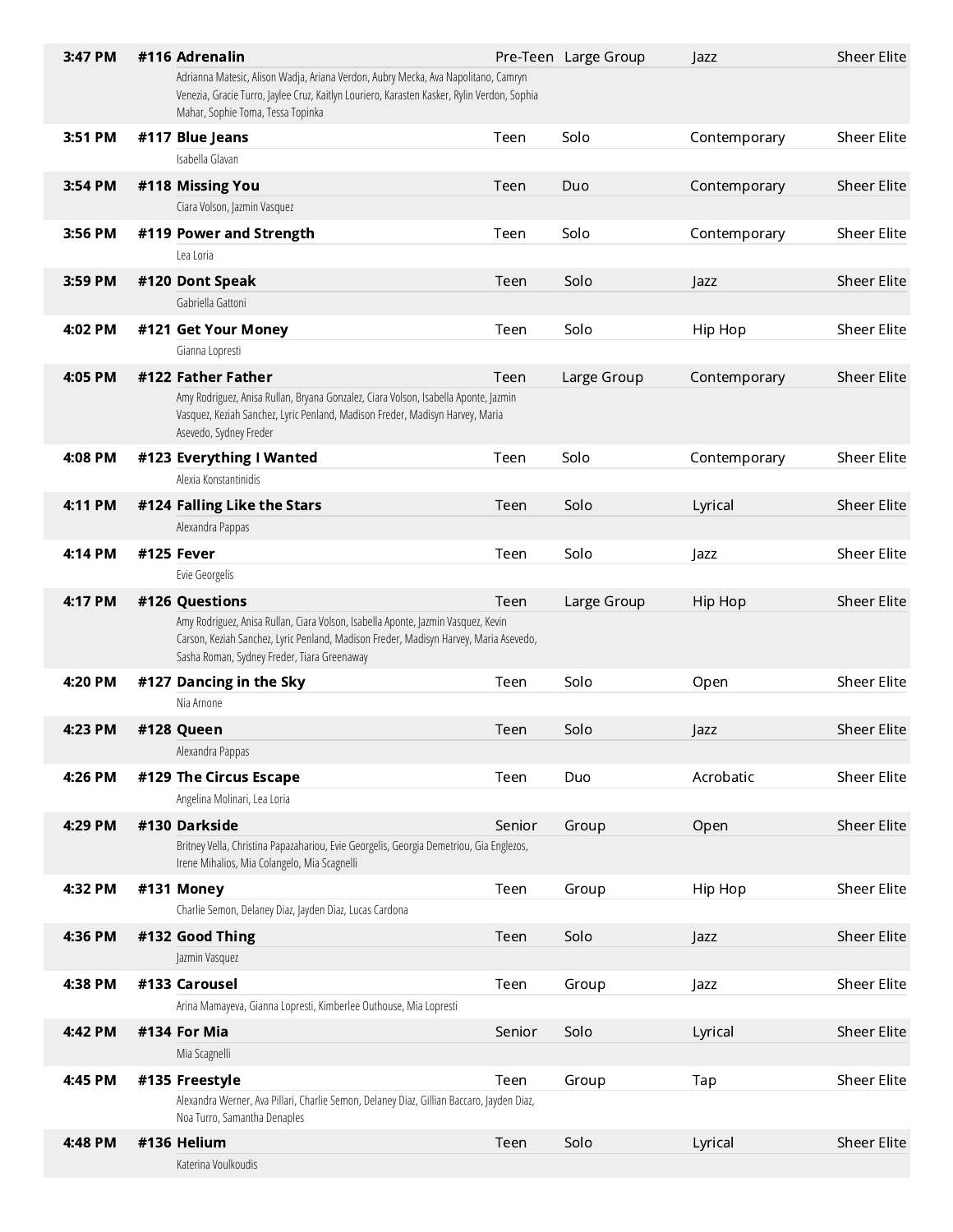| Time | Entry | Age | Size | Style | Studio |
|---|---|---|---|---|---|
| 3:47 PM | **#116 Adrenalin**<br>Adrianna Matesic, Alison Wadja, Ariana Verdon, Aubry Mecka, Ava Napolitano, Camryn Venezia, Gracie Turro, Jaylee Cruz, Kaitlyn Louriero, Karasten Kasker, Rylin Verdon, Sophia Mahar, Sophie Toma, Tessa Topinka | Pre-Teen | Large Group | Jazz | Sheer Elite |
| 3:51 PM | **#117 Blue Jeans**<br>Isabella Glavan | Teen | Solo | Contemporary | Sheer Elite |
| 3:54 PM | **#118 Missing You**<br>Ciara Volson, Jazmin Vasquez | Teen | Duo | Contemporary | Sheer Elite |
| 3:56 PM | **#119 Power and Strength**<br>Lea Loria | Teen | Solo | Contemporary | Sheer Elite |
| 3:59 PM | **#120 Dont Speak**<br>Gabriella Gattoni | Teen | Solo | Jazz | Sheer Elite |
| 4:02 PM | **#121 Get Your Money**<br>Gianna Lopresti | Teen | Solo | Hip Hop | Sheer Elite |
| 4:05 PM | **#122 Father Father**<br>Amy Rodriguez, Anisa Rullan, Bryana Gonzalez, Ciara Volson, Isabella Aponte, Jazmin Vasquez, Keziah Sanchez, Lyric Penland, Madison Freder, Madisyn Harvey, Maria Asevedo, Sydney Freder | Teen | Large Group | Contemporary | Sheer Elite |
| 4:08 PM | **#123 Everything I Wanted**<br>Alexia Konstantinidis | Teen | Solo | Contemporary | Sheer Elite |
| 4:11 PM | **#124 Falling Like the Stars**<br>Alexandra Pappas | Teen | Solo | Lyrical | Sheer Elite |
| 4:14 PM | **#125 Fever**<br>Evie Georgelis | Teen | Solo | Jazz | Sheer Elite |
| 4:17 PM | **#126 Questions**<br>Amy Rodriguez, Anisa Rullan, Ciara Volson, Isabella Aponte, Jazmin Vasquez, Kevin Carson, Keziah Sanchez, Lyric Penland, Madison Freder, Madisyn Harvey, Maria Asevedo, Sasha Roman, Sydney Freder, Tiara Greenaway | Teen | Large Group | Hip Hop | Sheer Elite |
| 4:20 PM | **#127 Dancing in the Sky**<br>Nia Arnone | Teen | Solo | Open | Sheer Elite |
| 4:23 PM | **#128 Queen**<br>Alexandra Pappas | Teen | Solo | Jazz | Sheer Elite |
| 4:26 PM | **#129 The Circus Escape**<br>Angelina Molinari, Lea Loria | Teen | Duo | Acrobatic | Sheer Elite |
| 4:29 PM | **#130 Darkside**<br>Britney Vella, Christina Papazahariou, Evie Georgelis, Georgia Demetriou, Gia Englezos, Irene Mihalios, Mia Colangelo, Mia Scagnelli | Senior | Group | Open | Sheer Elite |
| 4:32 PM | **#131 Money**<br>Charlie Semon, Delaney Diaz, Jayden Diaz, Lucas Cardona | Teen | Group | Hip Hop | Sheer Elite |
| 4:36 PM | **#132 Good Thing**<br>Jazmin Vasquez | Teen | Solo | Jazz | Sheer Elite |
| 4:38 PM | **#133 Carousel**<br>Arina Mamayeva, Gianna Lopresti, Kimberlee Outhouse, Mia Lopresti | Teen | Group | Jazz | Sheer Elite |
| 4:42 PM | **#134 For Mia**<br>Mia Scagnelli | Senior | Solo | Lyrical | Sheer Elite |
| 4:45 PM | **#135 Freestyle**<br>Alexandra Werner, Ava Pillari, Charlie Semon, Delaney Diaz, Gillian Baccaro, Jayden Diaz, Noa Turro, Samantha Denaples | Teen | Group | Tap | Sheer Elite |
| 4:48 PM | **#136 Helium**<br>Katerina Voulkoudis | Teen | Solo | Lyrical | Sheer Elite |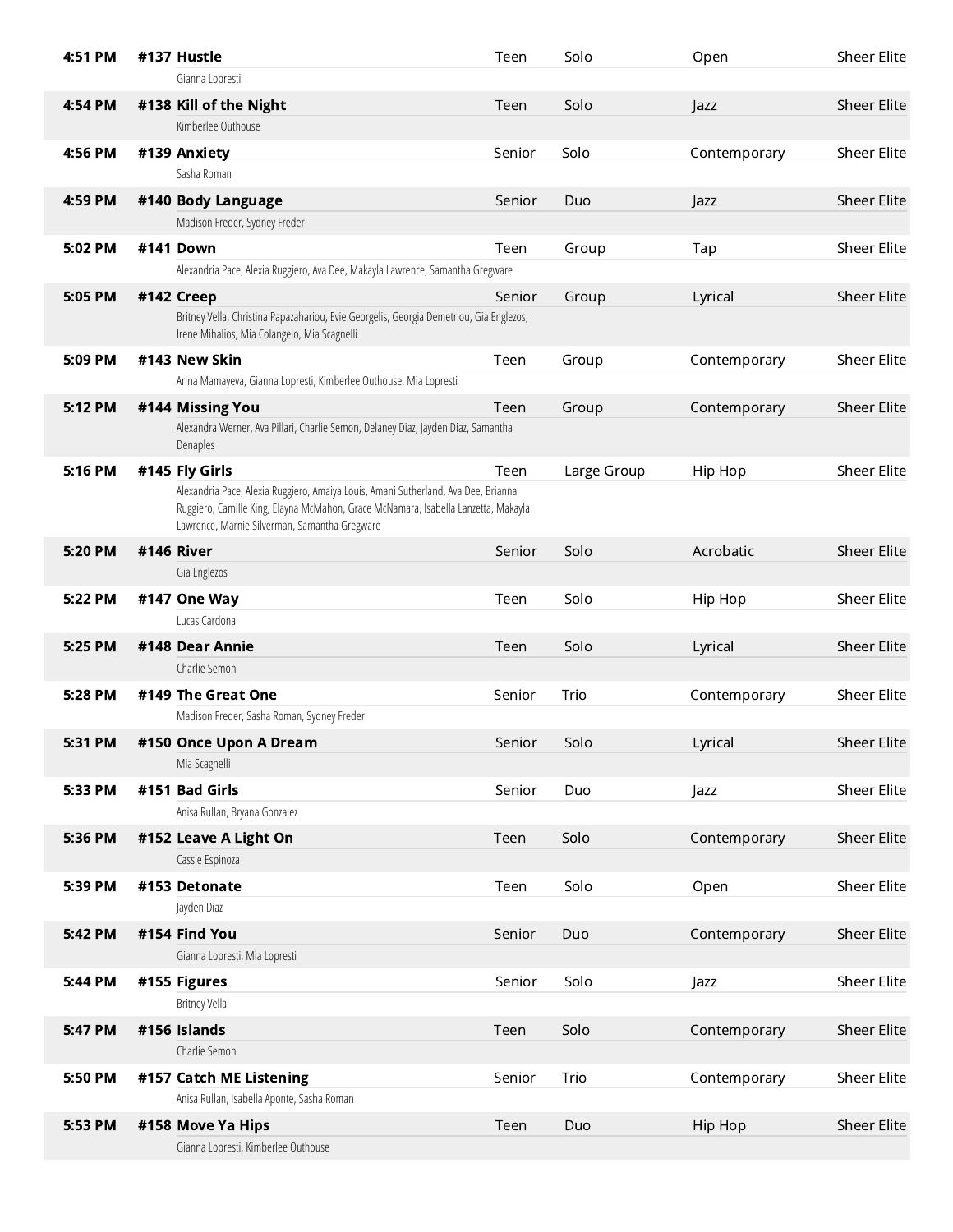| Time | Entry | Age | Type | Style | Studio |
|---|---|---|---|---|---|
| 4:51 PM | **#137 Hustle**<br>Gianna Lopresti | Teen | Solo | Open | Sheer Elite |
| 4:54 PM | **#138 Kill of the Night**<br>Kimberlee Outhouse | Teen | Solo | Jazz | Sheer Elite |
| 4:56 PM | **#139 Anxiety**<br>Sasha Roman | Senior | Solo | Contemporary | Sheer Elite |
| 4:59 PM | **#140 Body Language**<br>Madison Freder, Sydney Freder | Senior | Duo | Jazz | Sheer Elite |
| 5:02 PM | **#141 Down**<br>Alexandria Pace, Alexia Ruggiero, Ava Dee, Makayla Lawrence, Samantha Gregware | Teen | Group | Tap | Sheer Elite |
| 5:05 PM | **#142 Creep**<br>Britney Vella, Christina Papazahariou, Evie Georgelis, Georgia Demetriou, Gia Englezos, Irene Mihalios, Mia Colangelo, Mia Scagnelli | Senior | Group | Lyrical | Sheer Elite |
| 5:09 PM | **#143 New Skin**<br>Arina Mamayeva, Gianna Lopresti, Kimberlee Outhouse, Mia Lopresti | Teen | Group | Contemporary | Sheer Elite |
| 5:12 PM | **#144 Missing You**<br>Alexandra Werner, Ava Pillari, Charlie Semon, Delaney Diaz, Jayden Diaz, Samantha Denaples | Teen | Group | Contemporary | Sheer Elite |
| 5:16 PM | **#145 Fly Girls**<br>Alexandria Pace, Alexia Ruggiero, Amaiya Louis, Amani Sutherland, Ava Dee, Brianna Ruggiero, Camille King, Elayna McMahon, Grace McNamara, Isabella Lanzetta, Makayla Lawrence, Marnie Silverman, Samantha Gregware | Teen | Large Group | Hip Hop | Sheer Elite |
| 5:20 PM | **#146 River**<br>Gia Englezos | Senior | Solo | Acrobatic | Sheer Elite |
| 5:22 PM | **#147 One Way**<br>Lucas Cardona | Teen | Solo | Hip Hop | Sheer Elite |
| 5:25 PM | **#148 Dear Annie**<br>Charlie Semon | Teen | Solo | Lyrical | Sheer Elite |
| 5:28 PM | **#149 The Great One**<br>Madison Freder, Sasha Roman, Sydney Freder | Senior | Trio | Contemporary | Sheer Elite |
| 5:31 PM | **#150 Once Upon A Dream**<br>Mia Scagnelli | Senior | Solo | Lyrical | Sheer Elite |
| 5:33 PM | **#151 Bad Girls**<br>Anisa Rullan, Bryana Gonzalez | Senior | Duo | Jazz | Sheer Elite |
| 5:36 PM | **#152 Leave A Light On**<br>Cassie Espinoza | Teen | Solo | Contemporary | Sheer Elite |
| 5:39 PM | **#153 Detonate**<br>Jayden Diaz | Teen | Solo | Open | Sheer Elite |
| 5:42 PM | **#154 Find You**<br>Gianna Lopresti, Mia Lopresti | Senior | Duo | Contemporary | Sheer Elite |
| 5:44 PM | **#155 Figures**<br>Britney Vella | Senior | Solo | Jazz | Sheer Elite |
| 5:47 PM | **#156 Islands**<br>Charlie Semon | Teen | Solo | Contemporary | Sheer Elite |
| 5:50 PM | **#157 Catch ME Listening**<br>Anisa Rullan, Isabella Aponte, Sasha Roman | Senior | Trio | Contemporary | Sheer Elite |
| 5:53 PM | **#158 Move Ya Hips**<br>Gianna Lopresti, Kimberlee Outhouse | Teen | Duo | Hip Hop | Sheer Elite |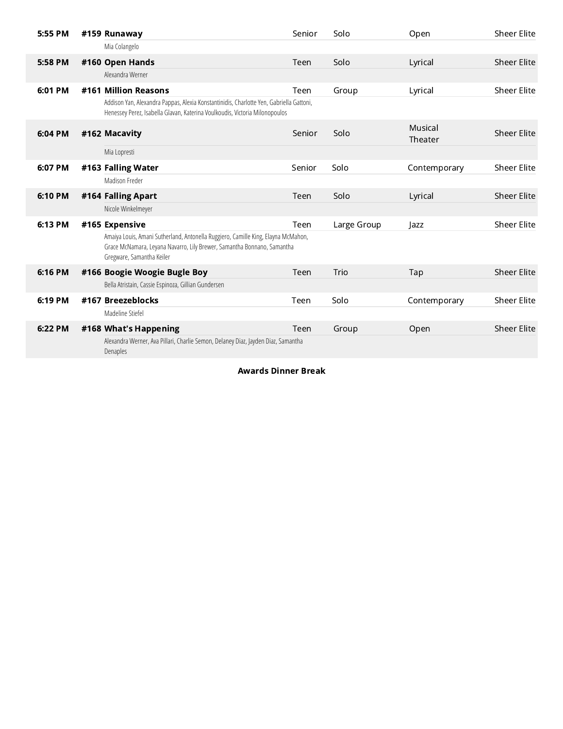| Time | # | Routine | Age | Size | Style | Studio |
|---|---|---|---|---|---|---|
| 5:55 PM | #159 | **Runaway**<br>Mia Colangelo | Senior | Solo | Open | Sheer Elite |
| 5:58 PM | #160 | **Open Hands**<br>Alexandra Werner | Teen | Solo | Lyrical | Sheer Elite |
| 6:01 PM | #161 | **Million Reasons**<br>Addison Yan, Alexandra Pappas, Alexia Konstantinidis, Charlotte Yen, Gabriella Gattoni, Henessey Perez, Isabella Glavan, Katerina Voulkoudis, Victoria Milonopoulos | Teen | Group | Lyrical | Sheer Elite |
| 6:04 PM | #162 | **Macavity**<br>Mia Lopresti | Senior | Solo | Musical Theater | Sheer Elite |
| 6:07 PM | #163 | **Falling Water**<br>Madison Freder | Senior | Solo | Contemporary | Sheer Elite |
| 6:10 PM | #164 | **Falling Apart**<br>Nicole Winkelmeyer | Teen | Solo | Lyrical | Sheer Elite |
| 6:13 PM | #165 | **Expensive**<br>Amaiya Louis, Amani Sutherland, Antonella Ruggiero, Camille King, Elayna McMahon, Grace McNamara, Leyana Navarro, Lily Brewer, Samantha Bonnano, Samantha Gregware, Samantha Keiler | Teen | Large Group | Jazz | Sheer Elite |
| 6:16 PM | #166 | **Boogie Woogie Bugle Boy**<br>Bella Atristain, Cassie Espinoza, Gillian Gundersen | Teen | Trio | Tap | Sheer Elite |
| 6:19 PM | #167 | **Breezeblocks**<br>Madeline Stiefel | Teen | Solo | Contemporary | Sheer Elite |
| 6:22 PM | #168 | **What's Happening**<br>Alexandra Werner, Ava Pillari, Charlie Semon, Delaney Diaz, Jayden Diaz, Samantha Denaples | Teen | Group | Open | Sheer Elite |

**Awards Dinner Break**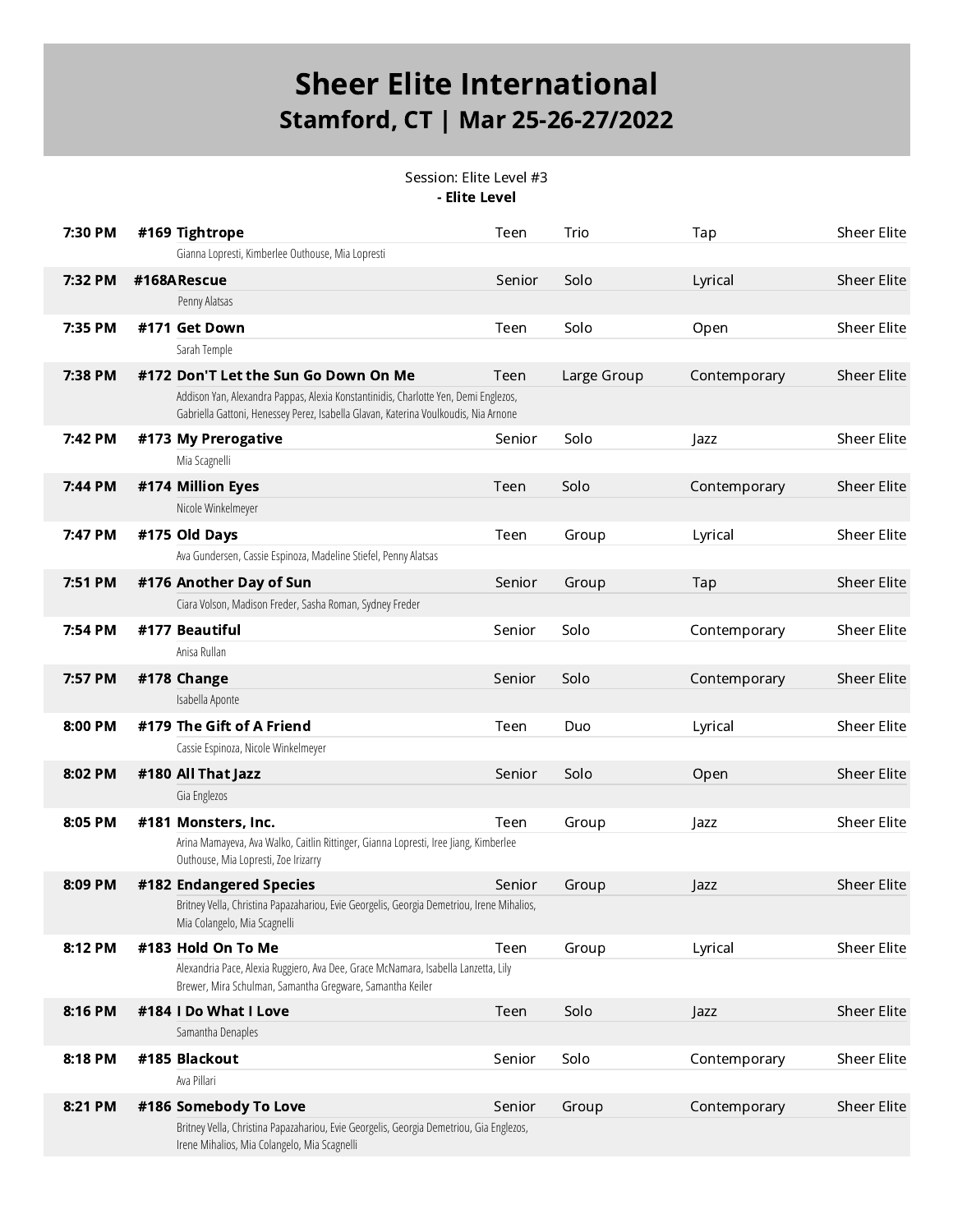# Sheer Elite International
## Stamford, CT | Mar 25-26-27/2022

Session: Elite Level #3
**- Elite Level**

| Time | # | Routine / Dancers | Age | Size | Style | Studio |
|---|---|---|---|---|---|---|
| 7:30 PM | #169 | **Tightrope**<br>Gianna Lopresti, Kimberlee Outhouse, Mia Lopresti | Teen | Trio | Tap | Sheer Elite |
| 7:32 PM | #168A | **Rescue**<br>Penny Alatsas | Senior | Solo | Lyrical | Sheer Elite |
| 7:35 PM | #171 | **Get Down**<br>Sarah Temple | Teen | Solo | Open | Sheer Elite |
| 7:38 PM | #172 | **Don'T Let the Sun Go Down On Me**<br>Addison Yan, Alexandra Pappas, Alexia Konstantinidis, Charlotte Yen, Demi Englezos, Gabriella Gattoni, Henessey Perez, Isabella Glavan, Katerina Voulkoudis, Nia Arnone | Teen | Large Group | Contemporary | Sheer Elite |
| 7:42 PM | #173 | **My Prerogative**<br>Mia Scagnelli | Senior | Solo | Jazz | Sheer Elite |
| 7:44 PM | #174 | **Million Eyes**<br>Nicole Winkelmeyer | Teen | Solo | Contemporary | Sheer Elite |
| 7:47 PM | #175 | **Old Days**<br>Ava Gundersen, Cassie Espinoza, Madeline Stiefel, Penny Alatsas | Teen | Group | Lyrical | Sheer Elite |
| 7:51 PM | #176 | **Another Day of Sun**<br>Ciara Volson, Madison Freder, Sasha Roman, Sydney Freder | Senior | Group | Tap | Sheer Elite |
| 7:54 PM | #177 | **Beautiful**<br>Anisa Rullan | Senior | Solo | Contemporary | Sheer Elite |
| 7:57 PM | #178 | **Change**<br>Isabella Aponte | Senior | Solo | Contemporary | Sheer Elite |
| 8:00 PM | #179 | **The Gift of A Friend**<br>Cassie Espinoza, Nicole Winkelmeyer | Teen | Duo | Lyrical | Sheer Elite |
| 8:02 PM | #180 | **All That Jazz**<br>Gia Englezos | Senior | Solo | Open | Sheer Elite |
| 8:05 PM | #181 | **Monsters, Inc.**<br>Arina Mamayeva, Ava Walko, Caitlin Rittinger, Gianna Lopresti, Iree Jiang, Kimberlee Outhouse, Mia Lopresti, Zoe Irizarry | Teen | Group | Jazz | Sheer Elite |
| 8:09 PM | #182 | **Endangered Species**<br>Britney Vella, Christina Papazahariou, Evie Georgelis, Georgia Demetriou, Irene Mihalios, Mia Colangelo, Mia Scagnelli | Senior | Group | Jazz | Sheer Elite |
| 8:12 PM | #183 | **Hold On To Me**<br>Alexandria Pace, Alexia Ruggiero, Ava Dee, Grace McNamara, Isabella Lanzetta, Lily Brewer, Mira Schulman, Samantha Gregware, Samantha Keiler | Teen | Group | Lyrical | Sheer Elite |
| 8:16 PM | #184 | **I Do What I Love**<br>Samantha Denaples | Teen | Solo | Jazz | Sheer Elite |
| 8:18 PM | #185 | **Blackout**<br>Ava Pillari | Senior | Solo | Contemporary | Sheer Elite |
| 8:21 PM | #186 | **Somebody To Love**<br>Britney Vella, Christina Papazahariou, Evie Georgelis, Georgia Demetriou, Gia Englezos, Irene Mihalios, Mia Colangelo, Mia Scagnelli | Senior | Group | Contemporary | Sheer Elite |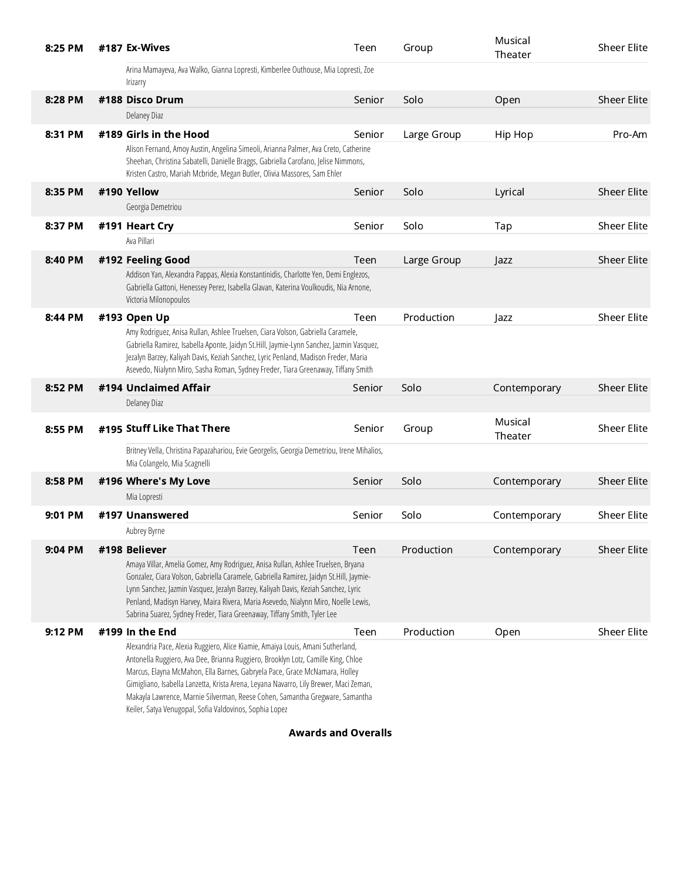| | | | | | | |
|---|---|---|---|---|---|---|
| 8:25 PM | #187 **Ex-Wives** | Teen | Group | Musical Theater | Sheer Elite |
| | Arina Mamayeva, Ava Walko, Gianna Lopresti, Kimberlee Outhouse, Mia Lopresti, Zoe Irizarry | | | | |
| 8:28 PM | #188 **Disco Drum** | Senior | Solo | Open | Sheer Elite |
| | Delaney Diaz | | | | |
| 8:31 PM | #189 **Girls in the Hood** | Senior | Large Group | Hip Hop | Pro-Am |
| | Alison Fernand, Amoy Austin, Angelina Simeoli, Arianna Palmer, Ava Creto, Catherine Sheehan, Christina Sabatelli, Danielle Braggs, Gabriella Carofano, Jelise Nimmons, Kristen Castro, Mariah Mcbride, Megan Butler, Olivia Massores, Sam Ehler | | | | |
| 8:35 PM | #190 **Yellow** | Senior | Solo | Lyrical | Sheer Elite |
| | Georgia Demetriou | | | | |
| 8:37 PM | #191 **Heart Cry** | Senior | Solo | Tap | Sheer Elite |
| | Ava Pillari | | | | |
| 8:40 PM | #192 **Feeling Good** | Teen | Large Group | Jazz | Sheer Elite |
| | Addison Yan, Alexandra Pappas, Alexia Konstantinidis, Charlotte Yen, Demi Englezos, Gabriella Gattoni, Henessey Perez, Isabella Glavan, Katerina Voulkoudis, Nia Arnone, Victoria Milonopoulos | | | | |
| 8:44 PM | #193 **Open Up** | Teen | Production | Jazz | Sheer Elite |
| | Amy Rodriguez, Anisa Rullan, Ashlee Truelsen, Ciara Volson, Gabriella Caramele, Gabriella Ramirez, Isabella Aponte, Jaidyn St.Hill, Jaymie-Lynn Sanchez, Jazmin Vasquez, Jezalyn Barzey, Kaliyah Davis, Keziah Sanchez, Lyric Penland, Madison Freder, Maria Asevedo, Nialynn Miro, Sasha Roman, Sydney Freder, Tiara Greenaway, Tiffany Smith | | | | |
| 8:52 PM | #194 **Unclaimed Affair** | Senior | Solo | Contemporary | Sheer Elite |
| | Delaney Diaz | | | | |
| 8:55 PM | #195 **Stuff Like That There** | Senior | Group | Musical Theater | Sheer Elite |
| | Britney Vella, Christina Papazahariou, Evie Georgelis, Georgia Demetriou, Irene Mihalios, Mia Colangelo, Mia Scagnelli | | | | |
| 8:58 PM | #196 **Where's My Love** | Senior | Solo | Contemporary | Sheer Elite |
| | Mia Lopresti | | | | |
| 9:01 PM | #197 **Unanswered** | Senior | Solo | Contemporary | Sheer Elite |
| | Aubrey Byrne | | | | |
| 9:04 PM | #198 **Believer** | Teen | Production | Contemporary | Sheer Elite |
| | Amaya Villar, Amelia Gomez, Amy Rodriguez, Anisa Rullan, Ashlee Truelsen, Bryana Gonzalez, Ciara Volson, Gabriella Caramele, Gabriella Ramirez, Jaidyn St.Hill, Jaymie-Lynn Sanchez, Jazmin Vasquez, Jezalyn Barzey, Kaliyah Davis, Keziah Sanchez, Lyric Penland, Madisyn Harvey, Maira Rivera, Maria Asevedo, Nialynn Miro, Noelle Lewis, Sabrina Suarez, Sydney Freder, Tiara Greenaway, Tiffany Smith, Tyler Lee | | | | |
| 9:12 PM | #199 **In the End** | Teen | Production | Open | Sheer Elite |
| | Alexandria Pace, Alexia Ruggiero, Alice Kiamie, Amaiya Louis, Amani Sutherland, Antonella Ruggiero, Ava Dee, Brianna Ruggiero, Brooklyn Lotz, Camille King, Chloe Marcus, Elayna McMahon, Ella Barnes, Gabryela Pace, Grace McNamara, Holley Gimigliano, Isabella Lanzetta, Krista Arena, Leyana Navarro, Lily Brewer, Maci Zeman, Makayla Lawrence, Marnie Silverman, Reese Cohen, Samantha Gregware, Samantha Keiler, Satya Venugopal, Sofia Valdovinos, Sophia Lopez | | | | |

**Awards and Overalls**